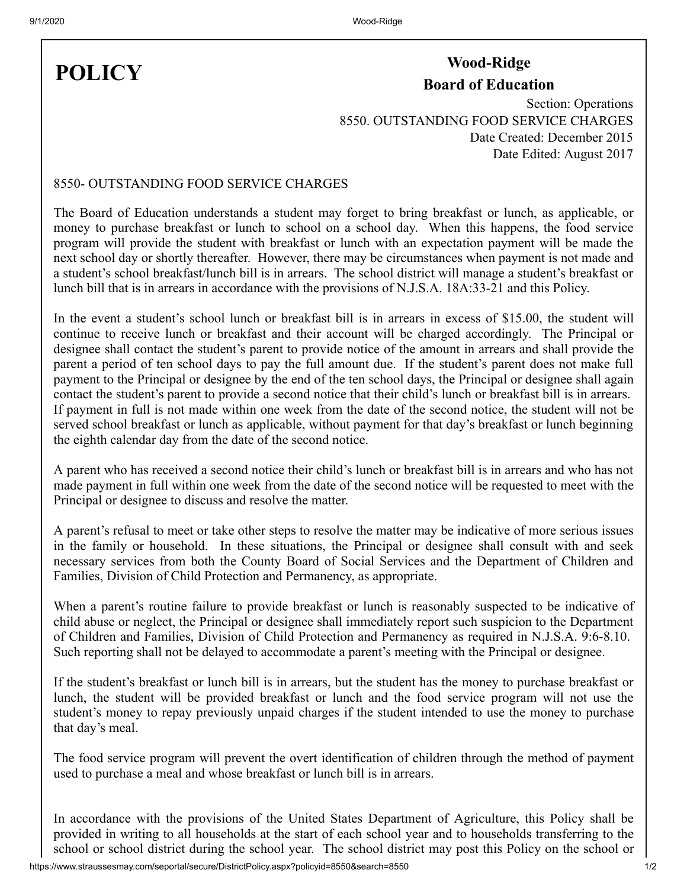# POLICY

**Wood-Ridge**
**Board of Education**

Section: Operations
8550. OUTSTANDING FOOD SERVICE CHARGES
Date Created: December 2015
Date Edited: August 2017

8550- OUTSTANDING FOOD SERVICE CHARGES

The Board of Education understands a student may forget to bring breakfast or lunch, as applicable, or money to purchase breakfast or lunch to school on a school day. When this happens, the food service program will provide the student with breakfast or lunch with an expectation payment will be made the next school day or shortly thereafter. However, there may be circumstances when payment is not made and a student's school breakfast/lunch bill is in arrears. The school district will manage a student's breakfast or lunch bill that is in arrears in accordance with the provisions of N.J.S.A. 18A:33-21 and this Policy.

In the event a student's school lunch or breakfast bill is in arrears in excess of $15.00, the student will continue to receive lunch or breakfast and their account will be charged accordingly. The Principal or designee shall contact the student's parent to provide notice of the amount in arrears and shall provide the parent a period of ten school days to pay the full amount due. If the student's parent does not make full payment to the Principal or designee by the end of the ten school days, the Principal or designee shall again contact the student's parent to provide a second notice that their child's lunch or breakfast bill is in arrears. If payment in full is not made within one week from the date of the second notice, the student will not be served school breakfast or lunch as applicable, without payment for that day's breakfast or lunch beginning the eighth calendar day from the date of the second notice.

A parent who has received a second notice their child's lunch or breakfast bill is in arrears and who has not made payment in full within one week from the date of the second notice will be requested to meet with the Principal or designee to discuss and resolve the matter.

A parent's refusal to meet or take other steps to resolve the matter may be indicative of more serious issues in the family or household. In these situations, the Principal or designee shall consult with and seek necessary services from both the County Board of Social Services and the Department of Children and Families, Division of Child Protection and Permanency, as appropriate.

When a parent's routine failure to provide breakfast or lunch is reasonably suspected to be indicative of child abuse or neglect, the Principal or designee shall immediately report such suspicion to the Department of Children and Families, Division of Child Protection and Permanency as required in N.J.S.A. 9:6-8.10. Such reporting shall not be delayed to accommodate a parent's meeting with the Principal or designee.

If the student's breakfast or lunch bill is in arrears, but the student has the money to purchase breakfast or lunch, the student will be provided breakfast or lunch and the food service program will not use the student's money to repay previously unpaid charges if the student intended to use the money to purchase that day's meal.

The food service program will prevent the overt identification of children through the method of payment used to purchase a meal and whose breakfast or lunch bill is in arrears.

In accordance with the provisions of the United States Department of Agriculture, this Policy shall be provided in writing to all households at the start of each school year and to households transferring to the school or school district during the school year. The school district may post this Policy on the school or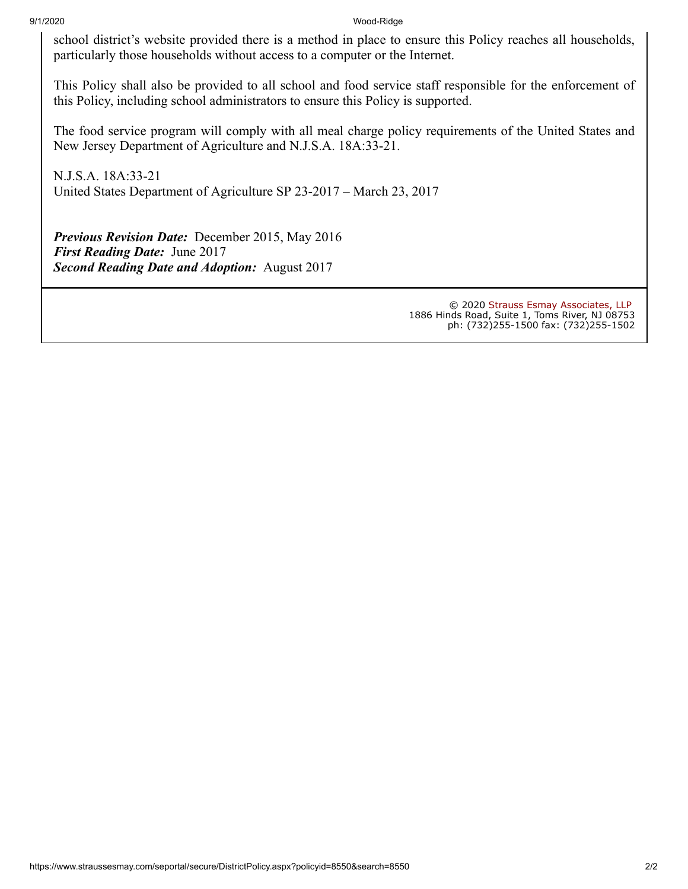school district's website provided there is a method in place to ensure this Policy reaches all households, particularly those households without access to a computer or the Internet.

This Policy shall also be provided to all school and food service staff responsible for the enforcement of this Policy, including school administrators to ensure this Policy is supported.

The food service program will comply with all meal charge policy requirements of the United States and New Jersey Department of Agriculture and N.J.S.A. 18A:33-21.

N.J.S.A. 18A:33-21
United States Department of Agriculture SP 23-2017 – March 23, 2017

***Previous Revision Date:*** December 2015, May 2016
***First Reading Date:*** June 2017
***Second Reading Date and Adoption:*** August 2017

© 2020 Strauss Esmay Associates, LLP
1886 Hinds Road, Suite 1, Toms River, NJ 08753
ph: (732)255-1500 fax: (732)255-1502